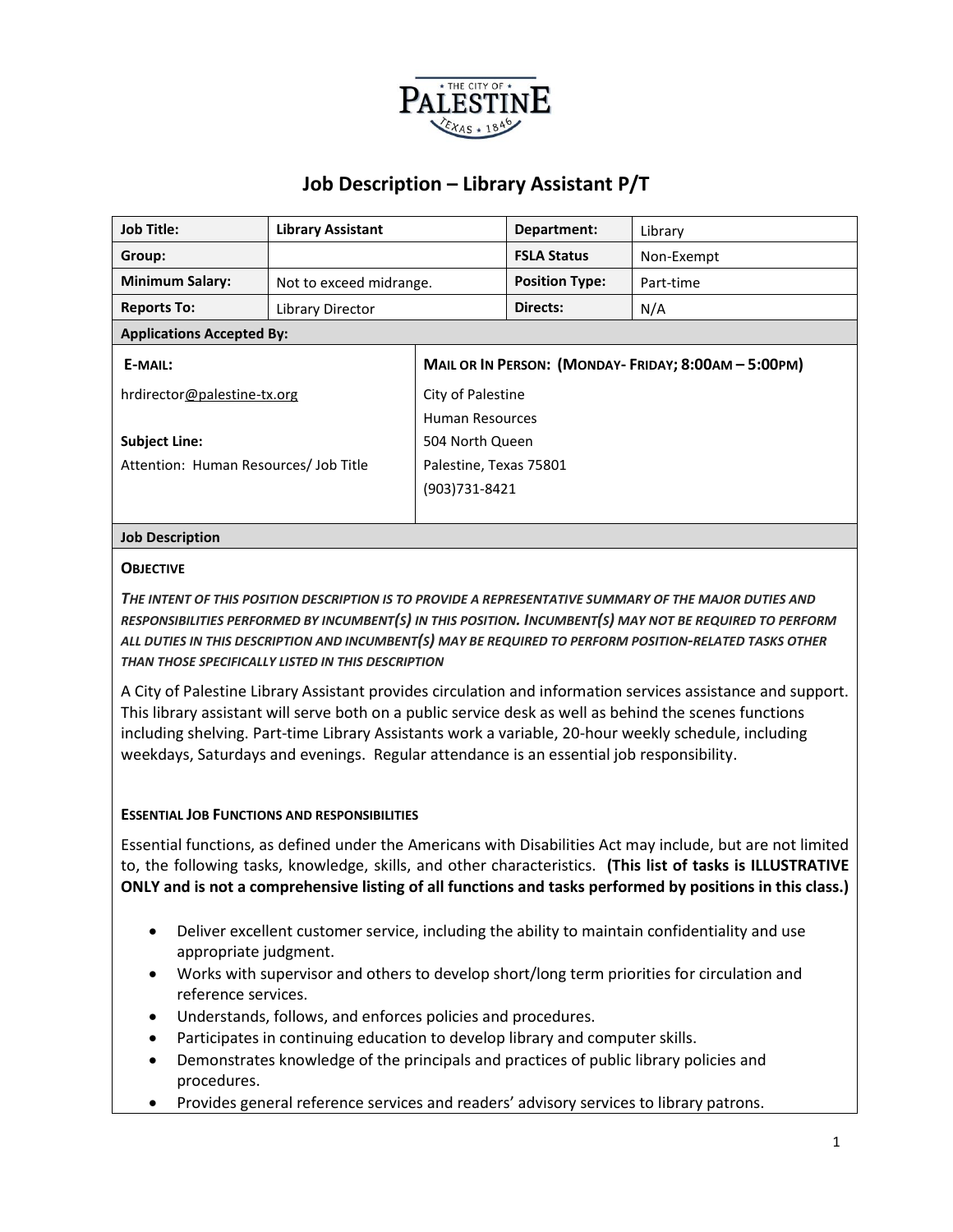# Job Description – Library Assistant P/T

| Job Title: | Library Assistant | Department: | Library |
|---|---|---|---|
| Group: | | FSLA Status | Non-Exempt |
| Minimum Salary: | Not to exceed midrange. | Position Type: | Part-time |
| Reports To: | Library Director | Directs: | N/A |

**Applications Accepted By:**

| E-MAIL: | MAIL OR IN PERSON: (MONDAY- FRIDAY; 8:00AM – 5:00PM) |
|---|---|
| hrdirector@palestine-tx.org<br><br>**Subject Line:**<br>Attention: Human Resources/ Job Title | City of Palestine<br>Human Resources<br>504 North Queen<br>Palestine, Texas 75801<br>(903)731-8421 |

**Job Description**

**OBJECTIVE**

***THE INTENT OF THIS POSITION DESCRIPTION IS TO PROVIDE A REPRESENTATIVE SUMMARY OF THE MAJOR DUTIES AND RESPONSIBILITIES PERFORMED BY INCUMBENT(S) IN THIS POSITION. INCUMBENT(S) MAY NOT BE REQUIRED TO PERFORM ALL DUTIES IN THIS DESCRIPTION AND INCUMBENT(S) MAY BE REQUIRED TO PERFORM POSITION-RELATED TASKS OTHER THAN THOSE SPECIFICALLY LISTED IN THIS DESCRIPTION***

A City of Palestine Library Assistant provides circulation and information services assistance and support. This library assistant will serve both on a public service desk as well as behind the scenes functions including shelving. Part-time Library Assistants work a variable, 20-hour weekly schedule, including weekdays, Saturdays and evenings. Regular attendance is an essential job responsibility.

**ESSENTIAL JOB FUNCTIONS AND RESPONSIBILITIES**

Essential functions, as defined under the Americans with Disabilities Act may include, but are not limited to, the following tasks, knowledge, skills, and other characteristics. **(This list of tasks is ILLUSTRATIVE ONLY and is not a comprehensive listing of all functions and tasks performed by positions in this class.)**

- Deliver excellent customer service, including the ability to maintain confidentiality and use appropriate judgment.
- Works with supervisor and others to develop short/long term priorities for circulation and reference services.
- Understands, follows, and enforces policies and procedures.
- Participates in continuing education to develop library and computer skills.
- Demonstrates knowledge of the principals and practices of public library policies and procedures.
- Provides general reference services and readers' advisory services to library patrons.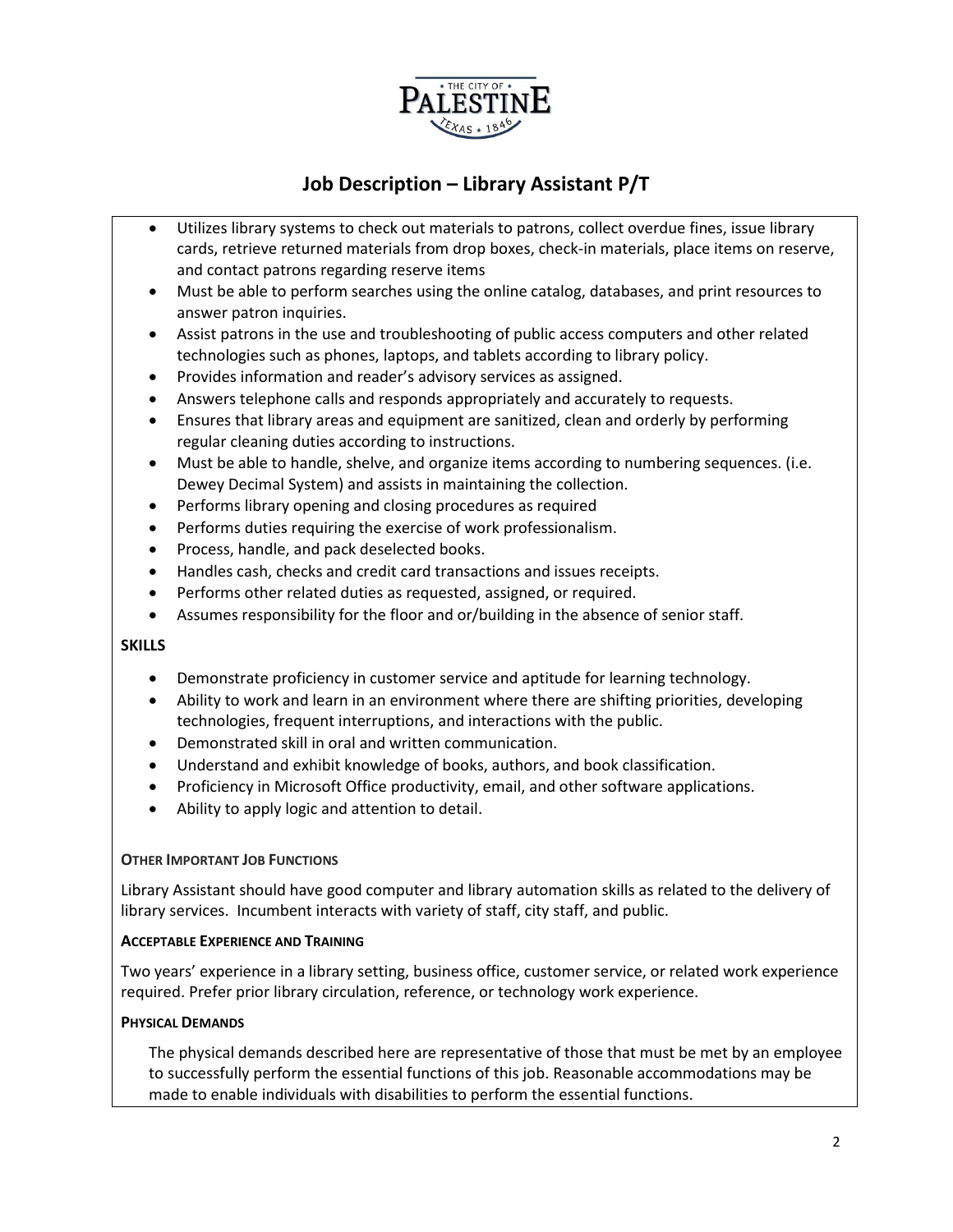# Job Description – Library Assistant P/T

- Utilizes library systems to check out materials to patrons, collect overdue fines, issue library cards, retrieve returned materials from drop boxes, check-in materials, place items on reserve, and contact patrons regarding reserve items
- Must be able to perform searches using the online catalog, databases, and print resources to answer patron inquiries.
- Assist patrons in the use and troubleshooting of public access computers and other related technologies such as phones, laptops, and tablets according to library policy.
- Provides information and reader's advisory services as assigned.
- Answers telephone calls and responds appropriately and accurately to requests.
- Ensures that library areas and equipment are sanitized, clean and orderly by performing regular cleaning duties according to instructions.
- Must be able to handle, shelve, and organize items according to numbering sequences. (i.e. Dewey Decimal System) and assists in maintaining the collection.
- Performs library opening and closing procedures as required
- Performs duties requiring the exercise of work professionalism.
- Process, handle, and pack deselected books.
- Handles cash, checks and credit card transactions and issues receipts.
- Performs other related duties as requested, assigned, or required.
- Assumes responsibility for the floor and or/building in the absence of senior staff.

**SKILLS**

- Demonstrate proficiency in customer service and aptitude for learning technology.
- Ability to work and learn in an environment where there are shifting priorities, developing technologies, frequent interruptions, and interactions with the public.
- Demonstrated skill in oral and written communication.
- Understand and exhibit knowledge of books, authors, and book classification.
- Proficiency in Microsoft Office productivity, email, and other software applications.
- Ability to apply logic and attention to detail.

**OTHER IMPORTANT JOB FUNCTIONS**

Library Assistant should have good computer and library automation skills as related to the delivery of library services. Incumbent interacts with variety of staff, city staff, and public.

**ACCEPTABLE EXPERIENCE AND TRAINING**

Two years' experience in a library setting, business office, customer service, or related work experience required. Prefer prior library circulation, reference, or technology work experience.

**PHYSICAL DEMANDS**

The physical demands described here are representative of those that must be met by an employee to successfully perform the essential functions of this job. Reasonable accommodations may be made to enable individuals with disabilities to perform the essential functions.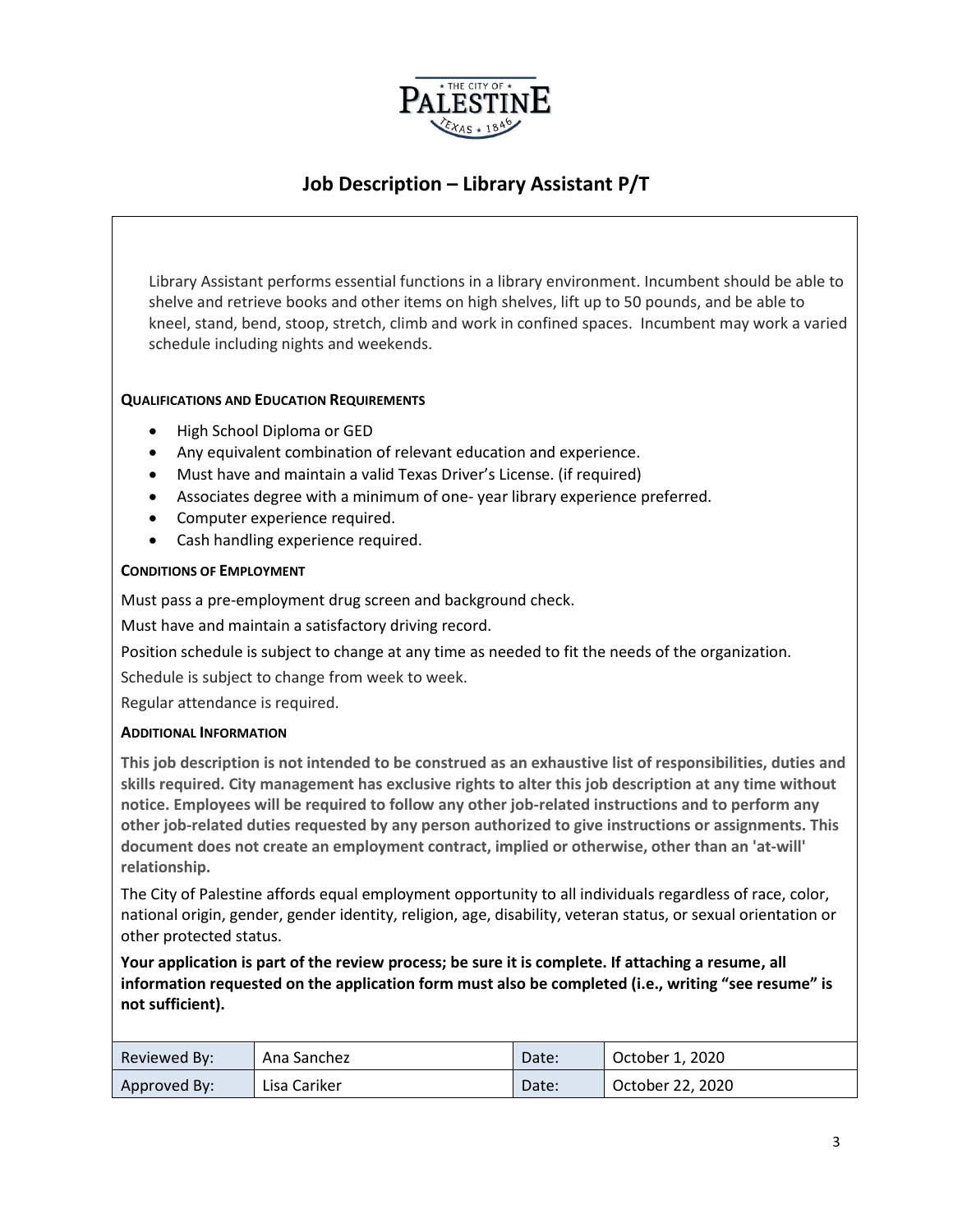# Job Description – Library Assistant P/T

Library Assistant performs essential functions in a library environment. Incumbent should be able to shelve and retrieve books and other items on high shelves, lift up to 50 pounds, and be able to kneel, stand, bend, stoop, stretch, climb and work in confined spaces. Incumbent may work a varied schedule including nights and weekends.

### QUALIFICATIONS AND EDUCATION REQUIREMENTS

- High School Diploma or GED
- Any equivalent combination of relevant education and experience.
- Must have and maintain a valid Texas Driver's License. (if required)
- Associates degree with a minimum of one- year library experience preferred.
- Computer experience required.
- Cash handling experience required.

### CONDITIONS OF EMPLOYMENT

Must pass a pre-employment drug screen and background check.

Must have and maintain a satisfactory driving record.

Position schedule is subject to change at any time as needed to fit the needs of the organization.

Schedule is subject to change from week to week.

Regular attendance is required.

### ADDITIONAL INFORMATION

**This job description is not intended to be construed as an exhaustive list of responsibilities, duties and skills required. City management has exclusive rights to alter this job description at any time without notice. Employees will be required to follow any other job-related instructions and to perform any other job-related duties requested by any person authorized to give instructions or assignments. This document does not create an employment contract, implied or otherwise, other than an 'at-will' relationship.**

The City of Palestine affords equal employment opportunity to all individuals regardless of race, color, national origin, gender, gender identity, religion, age, disability, veteran status, or sexual orientation or other protected status.

**Your application is part of the review process; be sure it is complete. If attaching a resume, all information requested on the application form must also be completed (i.e., writing "see resume" is not sufficient).**

| Reviewed By: | Ana Sanchez | Date: | October 1, 2020 |
|---|---|---|---|
| Approved By: | Lisa Cariker | Date: | October 22, 2020 |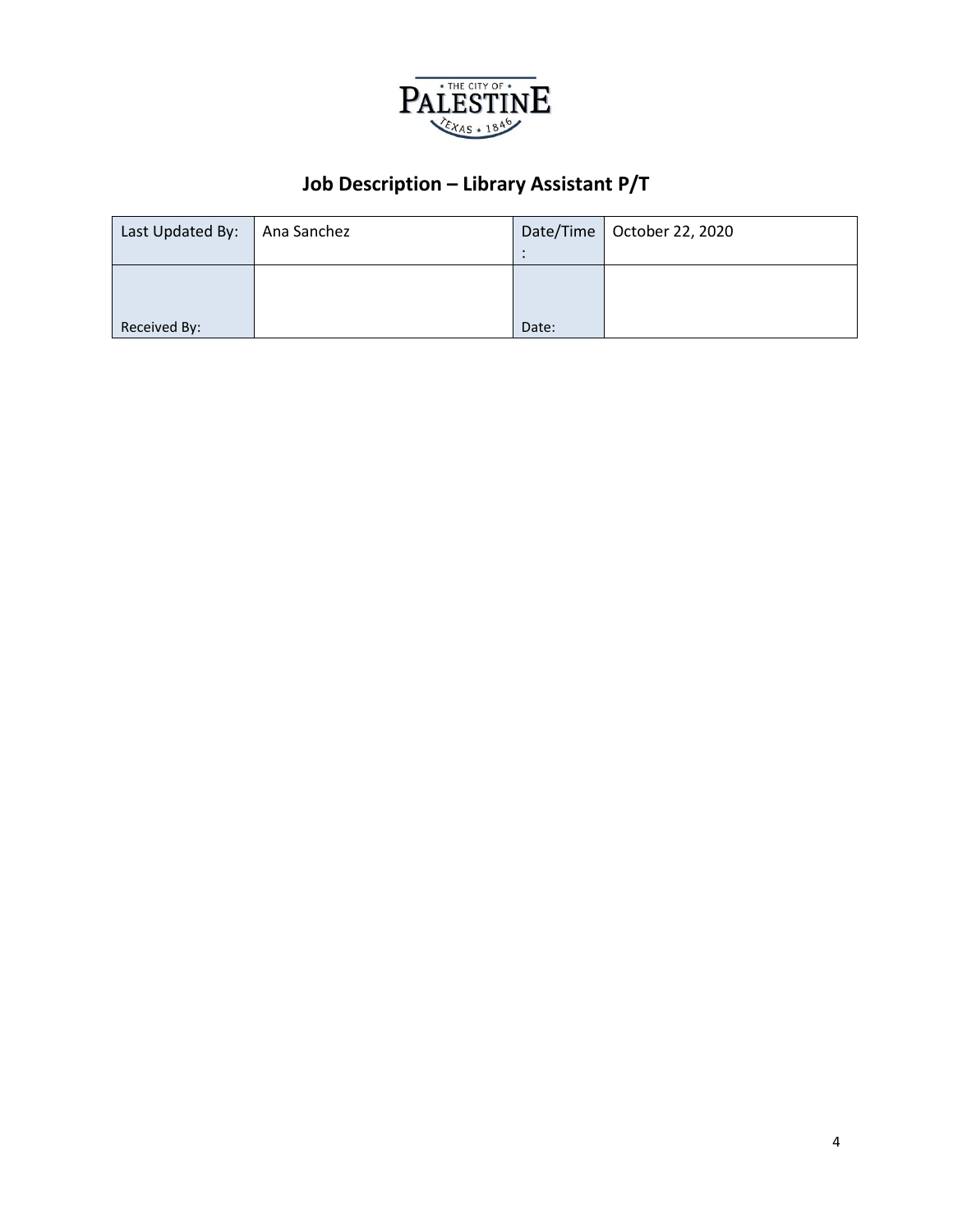# Job Description – Library Assistant P/T

| | | | |
|---|---|---|---|
| Last Updated By: | Ana Sanchez | Date/Time: | October 22, 2020 |
| Received By: | | Date: | |